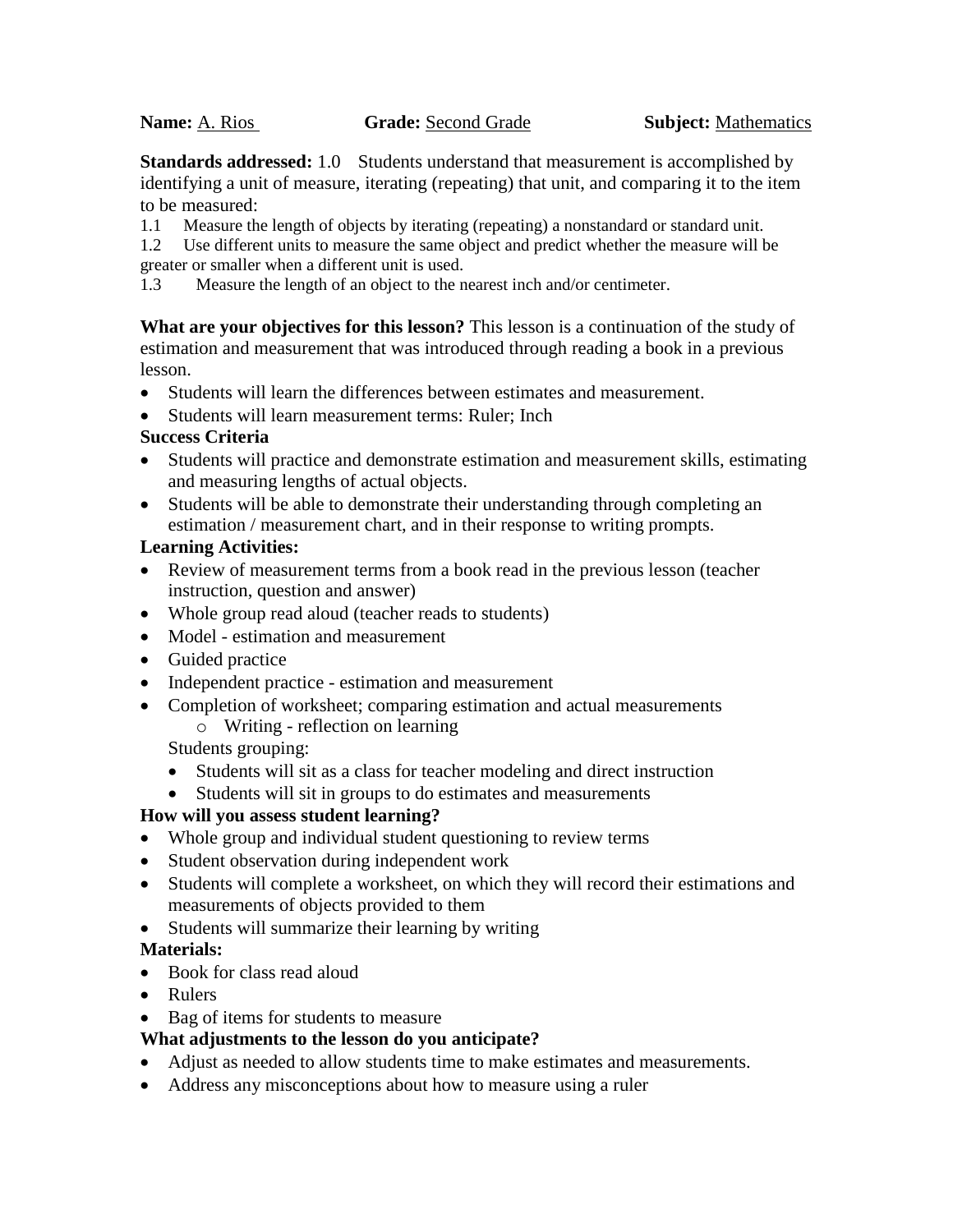**Name:** A. Rios **Grade:** Second Grade **Subject:** Mathematics

**Standards addressed:** 1.0 Students understand that measurement is accomplished by identifying a unit of measure, iterating (repeating) that unit, and comparing it to the item to be measured:

1.1 Measure the length of objects by iterating (repeating) a nonstandard or standard unit.

1.2 Use different units to measure the same object and predict whether the measure will be greater or smaller when a different unit is used.

1.3 Measure the length of an object to the nearest inch and/or centimeter.

**What are your objectives for this lesson?** This lesson is a continuation of the study of estimation and measurement that was introduced through reading a book in a previous lesson.

- Students will learn the differences between estimates and measurement.
- Students will learn measurement terms: Ruler; Inch

**Success Criteria**

- Students will practice and demonstrate estimation and measurement skills, estimating and measuring lengths of actual objects.
- Students will be able to demonstrate their understanding through completing an estimation / measurement chart, and in their response to writing prompts.

**Learning Activities:**

- Review of measurement terms from a book read in the previous lesson (teacher instruction, question and answer)
- Whole group read aloud (teacher reads to students)
- Model - estimation and measurement
- Guided practice
- Independent practice - estimation and measurement
- Completion of worksheet; comparing estimation and actual measurements
  - Writing - reflection on learning

  Students grouping:
  - Students will sit as a class for teacher modeling and direct instruction
  - Students will sit in groups to do estimates and measurements

**How will you assess student learning?**

- Whole group and individual student questioning to review terms
- Student observation during independent work
- Students will complete a worksheet, on which they will record their estimations and measurements of objects provided to them
- Students will summarize their learning by writing

**Materials:**

- Book for class read aloud
- Rulers
- Bag of items for students to measure

**What adjustments to the lesson do you anticipate?**

- Adjust as needed to allow students time to make estimates and measurements.
- Address any misconceptions about how to measure using a ruler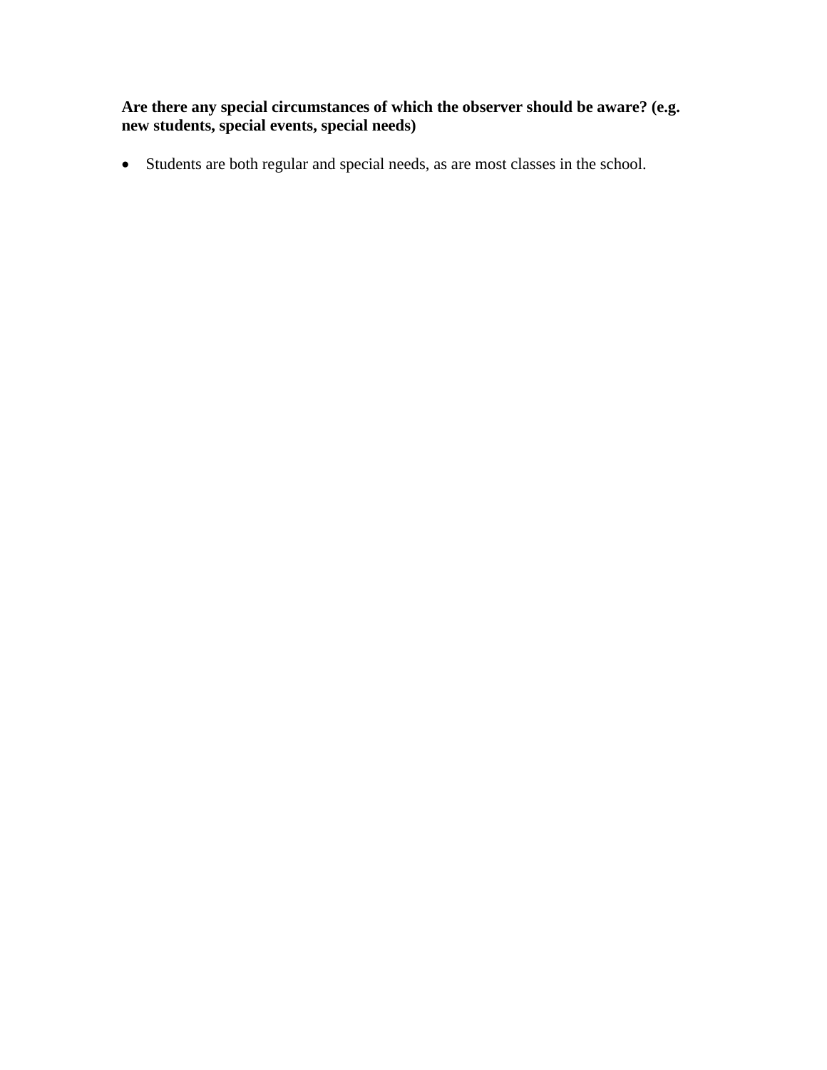**Are there any special circumstances of which the observer should be aware? (e.g. new students, special events, special needs)**

- Students are both regular and special needs, as are most classes in the school.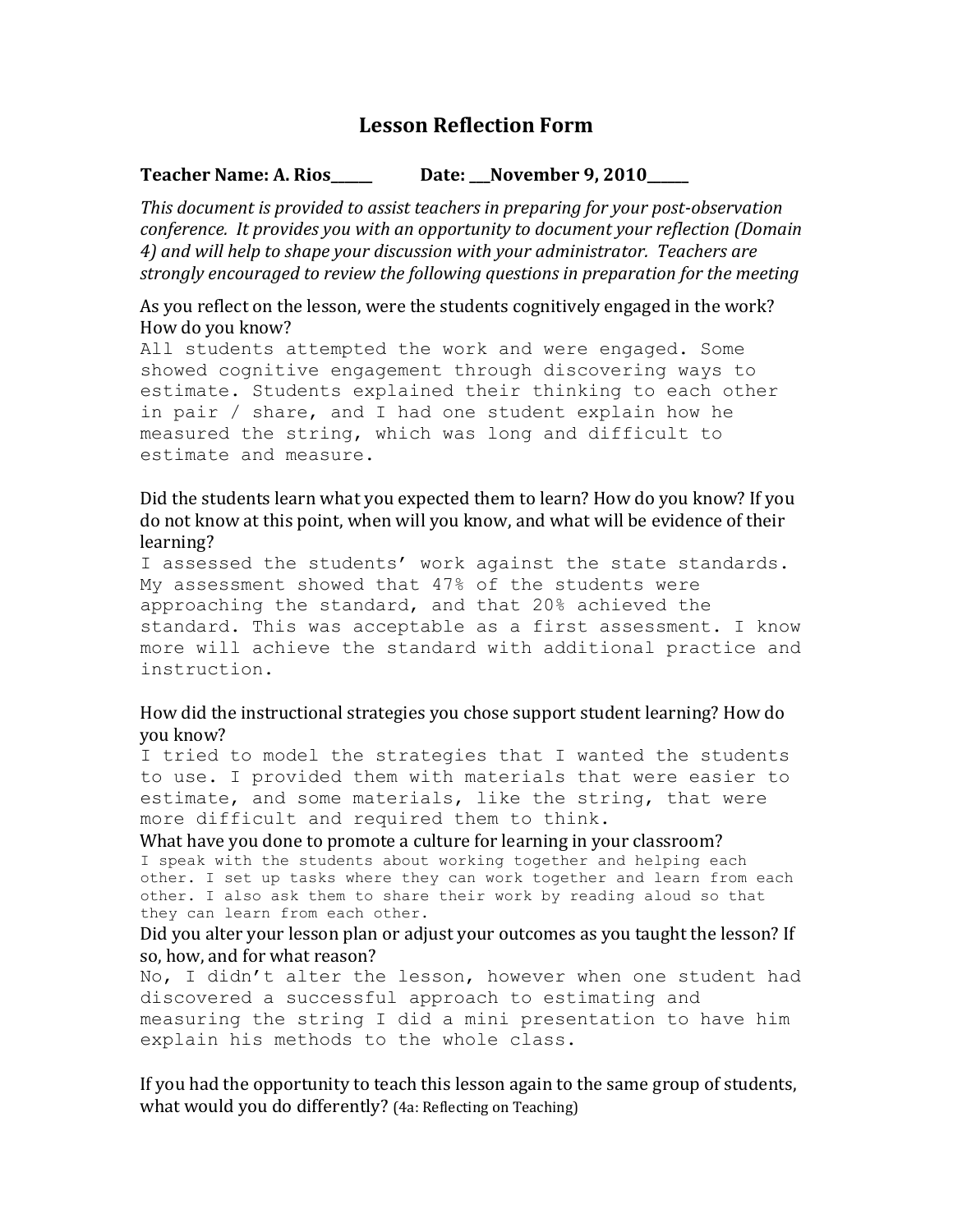# Lesson Reflection Form

**Teacher Name: A. Rios______ Date: ___November 9, 2010______**

*This document is provided to assist teachers in preparing for your post-observation conference. It provides you with an opportunity to document your reflection (Domain 4) and will help to shape your discussion with your administrator. Teachers are strongly encouraged to review the following questions in preparation for the meeting*

As you reflect on the lesson, were the students cognitively engaged in the work? How do you know?

All students attempted the work and were engaged. Some showed cognitive engagement through discovering ways to estimate. Students explained their thinking to each other in pair / share, and I had one student explain how he measured the string, which was long and difficult to estimate and measure.

Did the students learn what you expected them to learn? How do you know? If you do not know at this point, when will you know, and what will be evidence of their learning?

I assessed the students' work against the state standards. My assessment showed that 47% of the students were approaching the standard, and that 20% achieved the standard. This was acceptable as a first assessment. I know more will achieve the standard with additional practice and instruction.

How did the instructional strategies you chose support student learning? How do you know?

I tried to model the strategies that I wanted the students to use. I provided them with materials that were easier to estimate, and some materials, like the string, that were more difficult and required them to think.

What have you done to promote a culture for learning in your classroom?

I speak with the students about working together and helping each other. I set up tasks where they can work together and learn from each other. I also ask them to share their work by reading aloud so that they can learn from each other.

Did you alter your lesson plan or adjust your outcomes as you taught the lesson? If so, how, and for what reason?

No, I didn't alter the lesson, however when one student had discovered a successful approach to estimating and measuring the string I did a mini presentation to have him explain his methods to the whole class.

If you had the opportunity to teach this lesson again to the same group of students, what would you do differently? (4a: Reflecting on Teaching)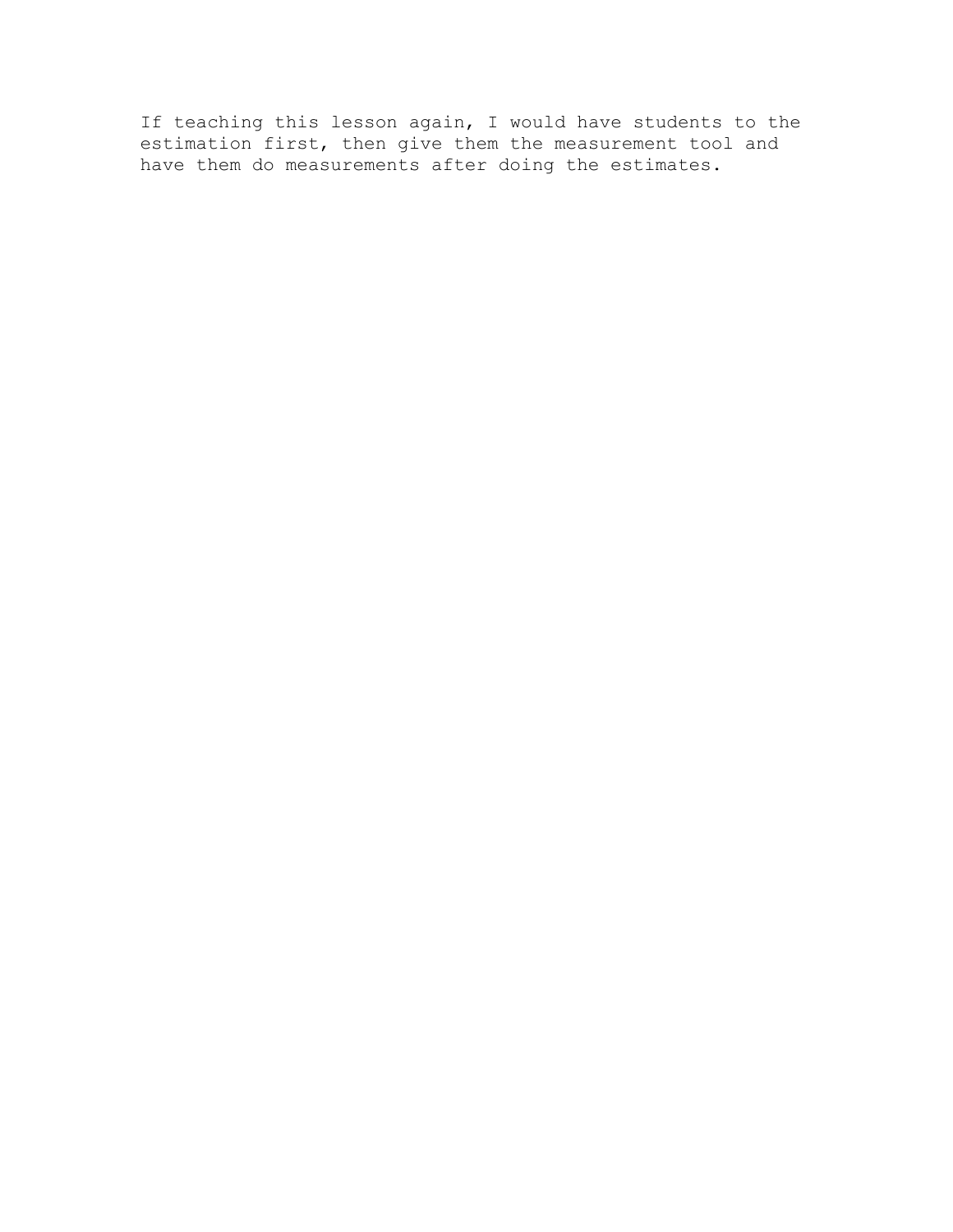If teaching this lesson again, I would have students to the estimation first, then give them the measurement tool and have them do measurements after doing the estimates.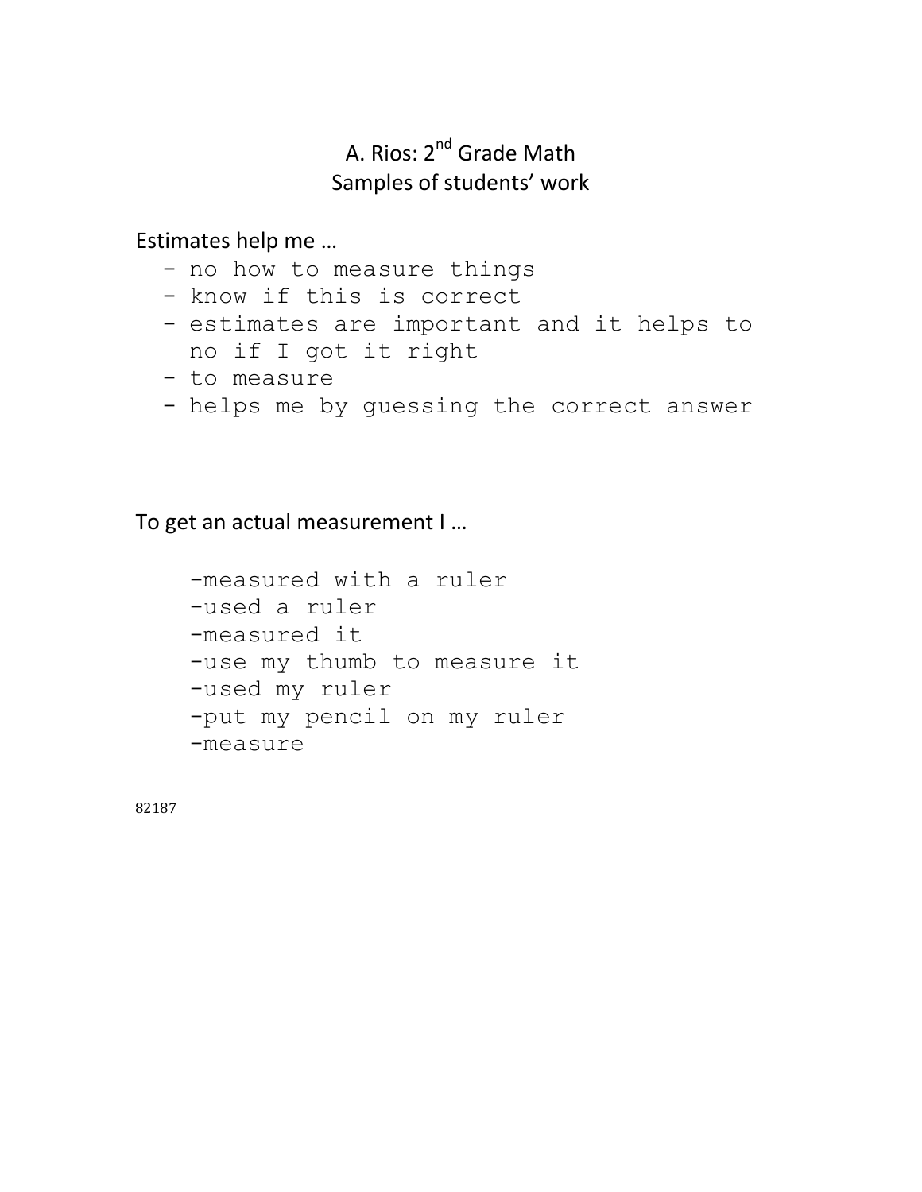# A. Rios: 2nd Grade Math
## Samples of students' work

Estimates help me …

- no how to measure things
- know if this is correct
- estimates are important and it helps to no if I got it right
- to measure
- helps me by guessing the correct answer

To get an actual measurement I …

- measured with a ruler
- used a ruler
- measured it
- use my thumb to measure it
- used my ruler
- put my pencil on my ruler
- measure

82187